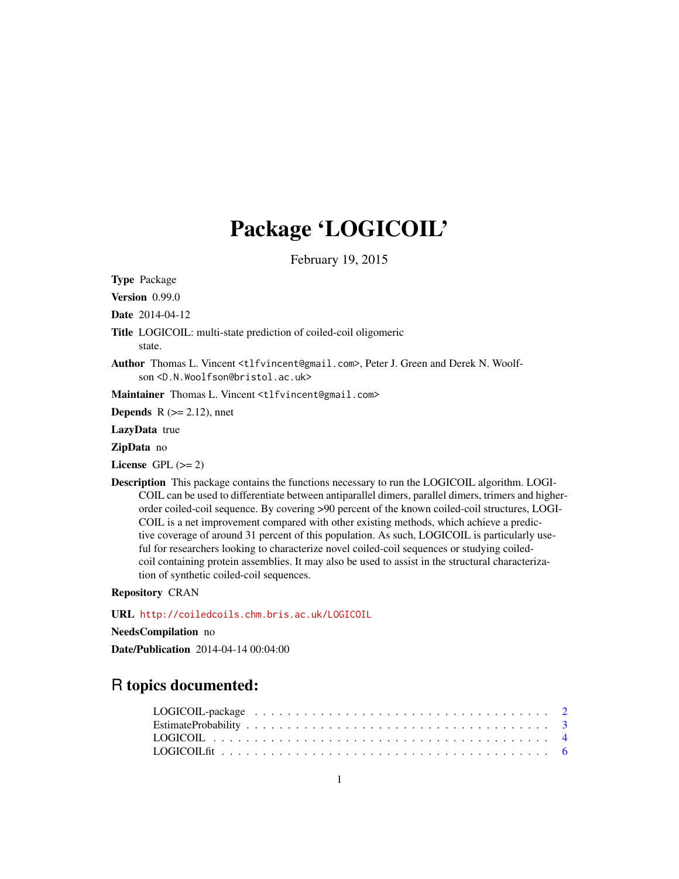# Package 'LOGICOIL'

February 19, 2015

**Type** Package

**Version** 0.99.0

**Date** 2014-04-12

**Title** LOGICOIL: multi-state prediction of coiled-coil oligomeric state.

**Author** Thomas L. Vincent <tlfvincent@gmail.com>, Peter J. Green and Derek N. Woolfson <D.N.Woolfson@bristol.ac.uk>

**Maintainer** Thomas L. Vincent <tlfvincent@gmail.com>

**Depends** R (>= 2.12), nnet

**LazyData** true

**ZipData** no

**License** GPL (>= 2)

**Description** This package contains the functions necessary to run the LOGICOIL algorithm. LOGICOIL can be used to differentiate between antiparallel dimers, parallel dimers, trimers and higher-order coiled-coil sequence. By covering >90 percent of the known coiled-coil structures, LOGICOIL is a net improvement compared with other existing methods, which achieve a predictive coverage of around 31 percent of this population. As such, LOGICOIL is particularly useful for researchers looking to characterize novel coiled-coil sequences or studying coiled-coil containing protein assemblies. It may also be used to assist in the structural characterization of synthetic coiled-coil sequences.

**Repository** CRAN

**URL** http://coiledcoils.chm.bris.ac.uk/LOGICOIL

**NeedsCompilation** no

**Date/Publication** 2014-04-14 00:04:00

## R topics documented:

| | |
|---|---|
| LOGICOIL-package | 2 |
| EstimateProbability | 3 |
| LOGICOIL | 4 |
| LOGICOILfit | 6 |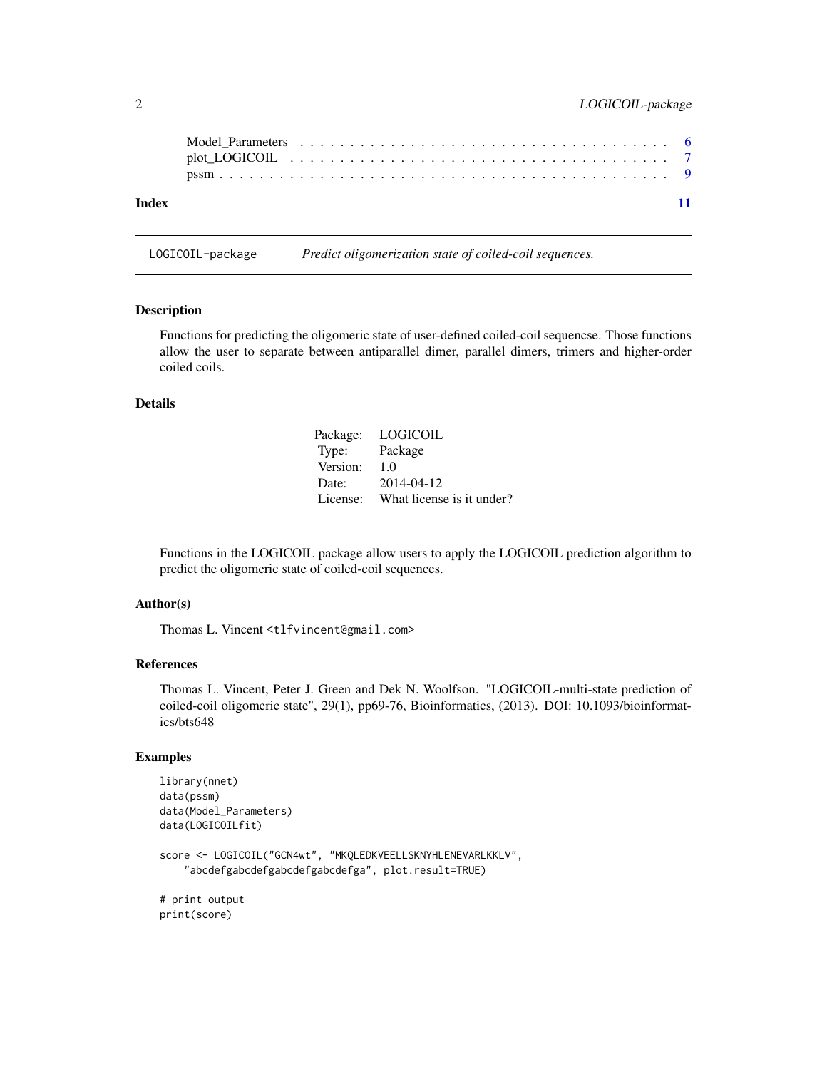Model_Parameters . . . . . . . . . . . . . . . . . . . . . . . . . . . . . . . . . . 6
plot_LOGICOIL . . . . . . . . . . . . . . . . . . . . . . . . . . . . . . . . . . . 7
pssm . . . . . . . . . . . . . . . . . . . . . . . . . . . . . . . . . . . . . . . . 9

**Index** **11**

---

`LOGICOIL-package` *Predict oligomerization state of coiled-coil sequences.*

---

## Description

Functions for predicting the oligomeric state of user-defined coiled-coil sequencse. Those functions allow the user to separate between antiparallel dimer, parallel dimers, trimers and higher-order coiled coils.

## Details

| | |
|---|---|
| Package: | LOGICOIL |
| Type: | Package |
| Version: | 1.0 |
| Date: | 2014-04-12 |
| License: | What license is it under? |

Functions in the LOGICOIL package allow users to apply the LOGICOIL prediction algorithm to predict the oligomeric state of coiled-coil sequences.

## Author(s)

Thomas L. Vincent <tlfvincent@gmail.com>

## References

Thomas L. Vincent, Peter J. Green and Dek N. Woolfson. "LOGICOIL-multi-state prediction of coiled-coil oligomeric state", 29(1), pp69-76, Bioinformatics, (2013). DOI: 10.1093/bioinformatics/bts648

## Examples

```
library(nnet)
data(pssm)
data(Model_Parameters)
data(LOGICOILfit)

score <- LOGICOIL("GCN4wt", "MKQLEDKVEELLSKNYHLENEVARLKKLV",
    "abcdefgabcdefgabcdefgabcdefga", plot.result=TRUE)

# print output
print(score)
```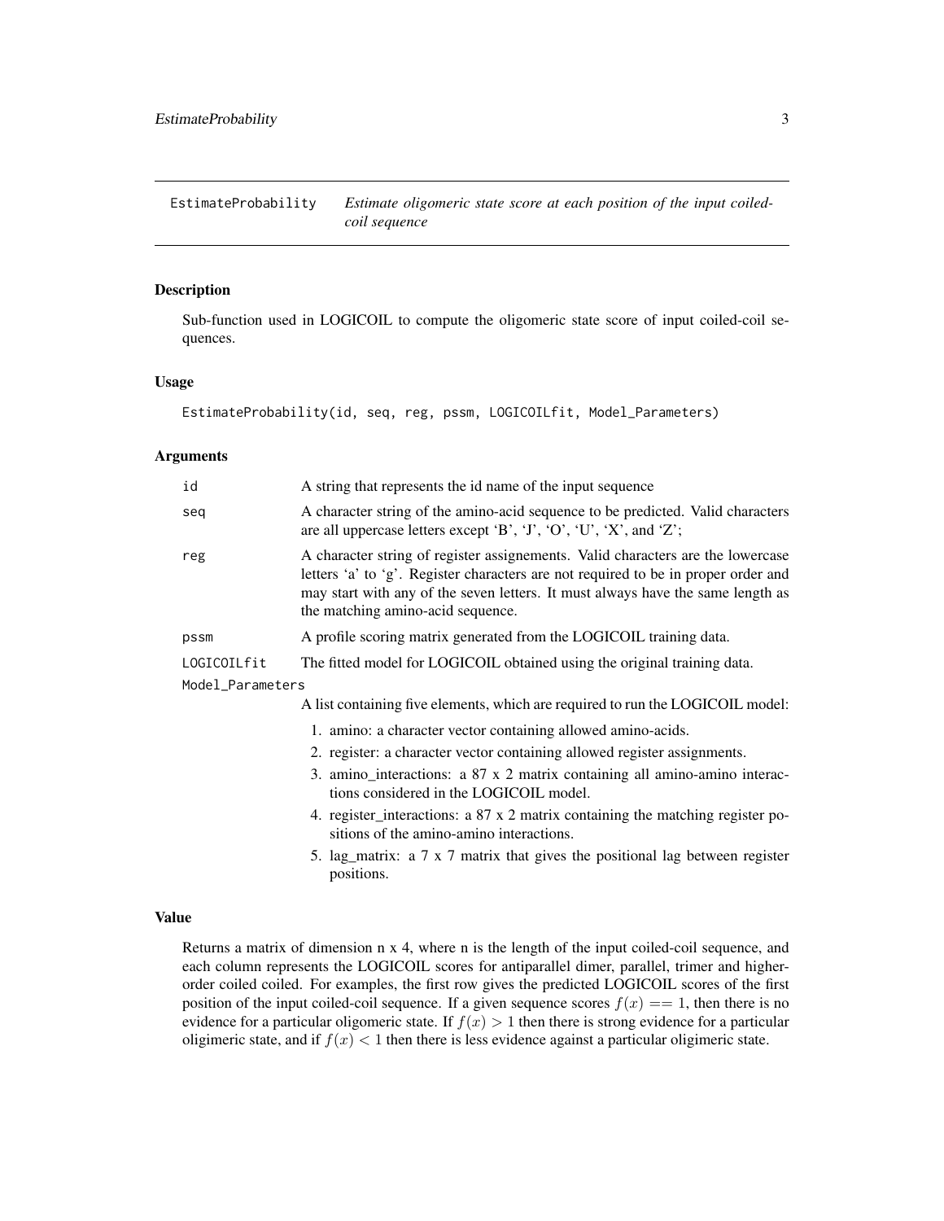# EstimateProbability — *Estimate oligomeric state score at each position of the input coiled-coil sequence*

## Description

Sub-function used in LOGICOIL to compute the oligomeric state score of input coiled-coil sequences.

## Usage

```
EstimateProbability(id, seq, reg, pssm, LOGICOILfit, Model_Parameters)
```

## Arguments

- `id` — A string that represents the id name of the input sequence
- `seq` — A character string of the amino-acid sequence to be predicted. Valid characters are all uppercase letters except 'B', 'J', 'O', 'U', 'X', and 'Z';
- `reg` — A character string of register assignements. Valid characters are the lowercase letters 'a' to 'g'. Register characters are not required to be in proper order and may start with any of the seven letters. It must always have the same length as the matching amino-acid sequence.
- `pssm` — A profile scoring matrix generated from the LOGICOIL training data.
- `LOGICOILfit` — The fitted model for LOGICOIL obtained using the original training data.
- `Model_Parameters` — A list containing five elements, which are required to run the LOGICOIL model:
  1. amino: a character vector containing allowed amino-acids.
  2. register: a character vector containing allowed register assignments.
  3. amino_interactions: a 87 x 2 matrix containing all amino-amino interactions considered in the LOGICOIL model.
  4. register_interactions: a 87 x 2 matrix containing the matching register positions of the amino-amino interactions.
  5. lag_matrix: a 7 x 7 matrix that gives the positional lag between register positions.

## Value

Returns a matrix of dimension n x 4, where n is the length of the input coiled-coil sequence, and each column represents the LOGICOIL scores for antiparallel dimer, parallel, trimer and higher-order coiled coiled. For examples, the first row gives the predicted LOGICOIL scores of the first position of the input coiled-coil sequence. If a given sequence scores $f(x) == 1$, then there is no evidence for a particular oligomeric state. If $f(x) > 1$ then there is strong evidence for a particular oligimeric state, and if $f(x) < 1$ then there is less evidence against a particular oligimeric state.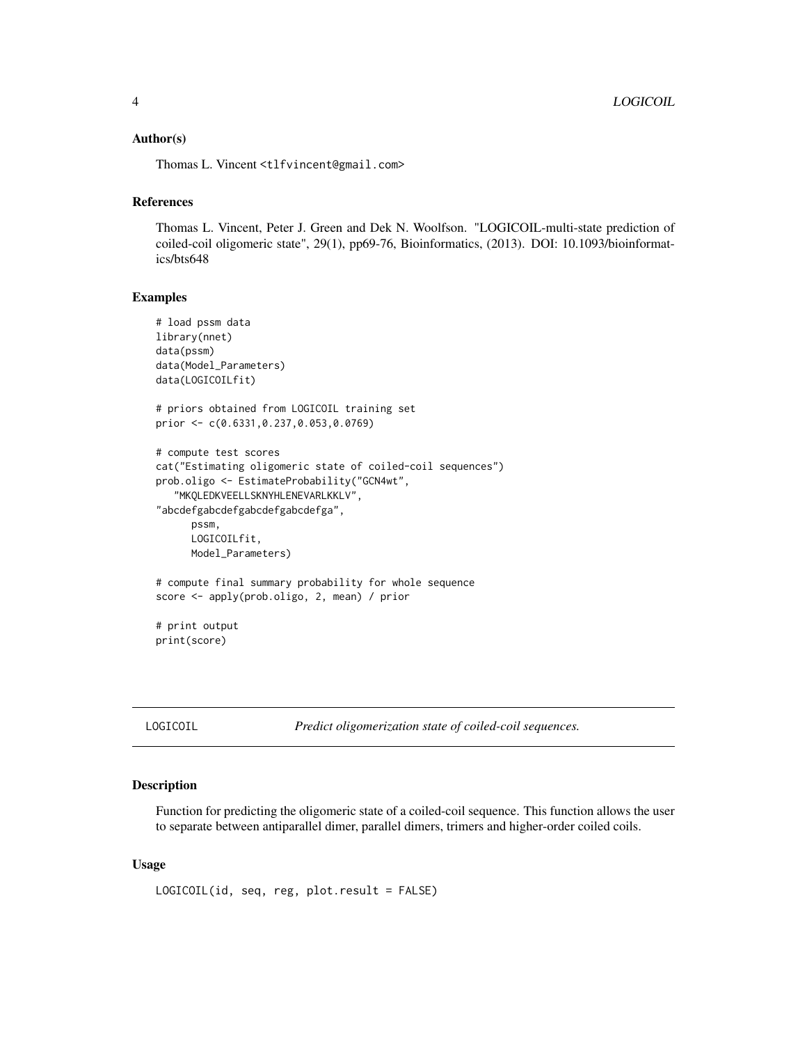### Author(s)

Thomas L. Vincent <tlfvincent@gmail.com>

### References

Thomas L. Vincent, Peter J. Green and Dek N. Woolfson. "LOGICOIL-multi-state prediction of coiled-coil oligomeric state", 29(1), pp69-76, Bioinformatics, (2013). DOI: 10.1093/bioinformatics/bts648

### Examples

```
# load pssm data
library(nnet)
data(pssm)
data(Model_Parameters)
data(LOGICOILfit)

# priors obtained from LOGICOIL training set
prior <- c(0.6331,0.237,0.053,0.0769)

# compute test scores
cat("Estimating oligomeric state of coiled-coil sequences")
prob.oligo <- EstimateProbability("GCN4wt",
   "MKQLEDKVEELLSKNYHLENEVARLKKLV",
"abcdefgabcdefgabcdefgabcdefga",
      pssm,
      LOGICOILfit,
      Model_Parameters)

# compute final summary probability for whole sequence
score <- apply(prob.oligo, 2, mean) / prior

# print output
print(score)
```

---

## LOGICOIL — *Predict oligomerization state of coiled-coil sequences.*

### Description

Function for predicting the oligomeric state of a coiled-coil sequence. This function allows the user to separate between antiparallel dimer, parallel dimers, trimers and higher-order coiled coils.

### Usage

```
LOGICOIL(id, seq, reg, plot.result = FALSE)
```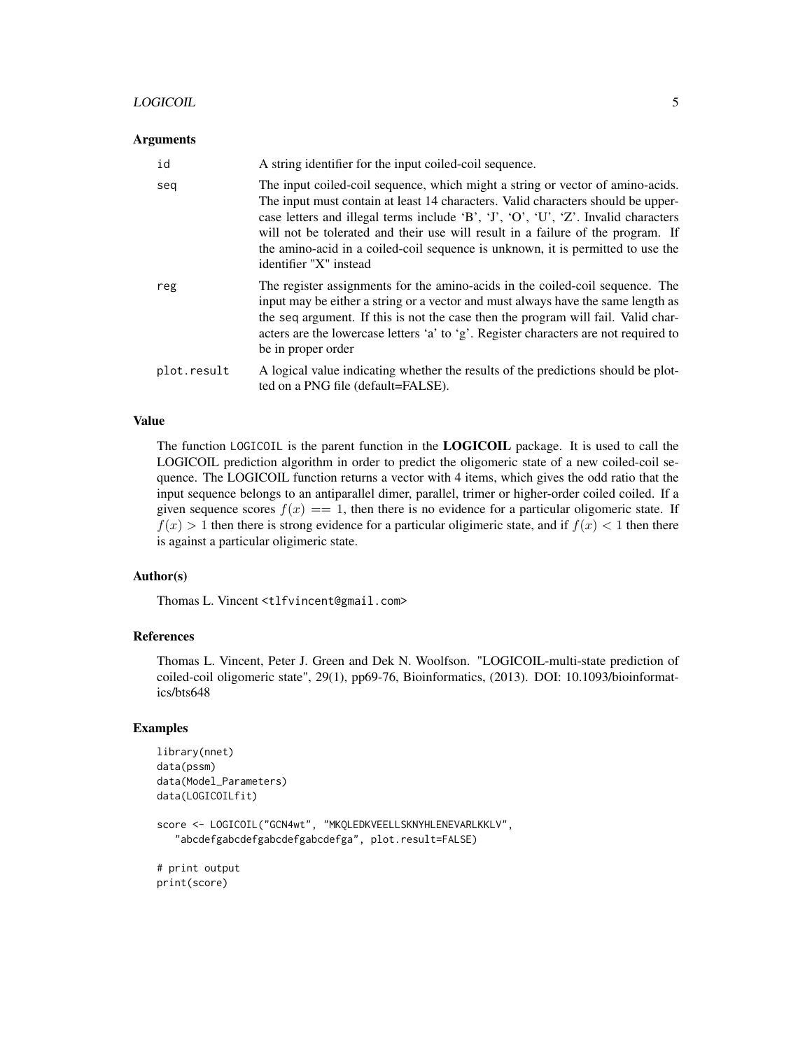### Arguments

| | |
|---|---|
| id | A string identifier for the input coiled-coil sequence. |
| seq | The input coiled-coil sequence, which might a string or vector of amino-acids. The input must contain at least 14 characters. Valid characters should be uppercase letters and illegal terms include 'B', 'J', 'O', 'U', 'Z'. Invalid characters will not be tolerated and their use will result in a failure of the program. If the amino-acid in a coiled-coil sequence is unknown, it is permitted to use the identifier "X" instead |
| reg | The register assignments for the amino-acids in the coiled-coil sequence. The input may be either a string or a vector and must always have the same length as the seq argument. If this is not the case then the program will fail. Valid characters are the lowercase letters 'a' to 'g'. Register characters are not required to be in proper order |
| plot.result | A logical value indicating whether the results of the predictions should be plotted on a PNG file (default=FALSE). |

### Value

The function `LOGICOIL` is the parent function in the **LOGICOIL** package. It is used to call the LOGICOIL prediction algorithm in order to predict the oligomeric state of a new coiled-coil sequence. The LOGICOIL function returns a vector with 4 items, which gives the odd ratio that the input sequence belongs to an antiparallel dimer, parallel, trimer or higher-order coiled coiled. If a given sequence scores $f(x) == 1$, then there is no evidence for a particular oligomeric state. If $f(x) > 1$ then there is strong evidence for a particular oligimeric state, and if $f(x) < 1$ then there is against a particular oligimeric state.

### Author(s)

Thomas L. Vincent <tlfvincent@gmail.com>

### References

Thomas L. Vincent, Peter J. Green and Dek N. Woolfson. "LOGICOIL-multi-state prediction of coiled-coil oligomeric state", 29(1), pp69-76, Bioinformatics, (2013). DOI: 10.1093/bioinformatics/bts648

### Examples

```
library(nnet)
data(pssm)
data(Model_Parameters)
data(LOGICOILfit)

score <- LOGICOIL("GCN4wt", "MKQLEDKVEELLSKNYHLENEVARLKKLV",
   "abcdefgabcdefgabcdefgabcdefga", plot.result=FALSE)

# print output
print(score)
```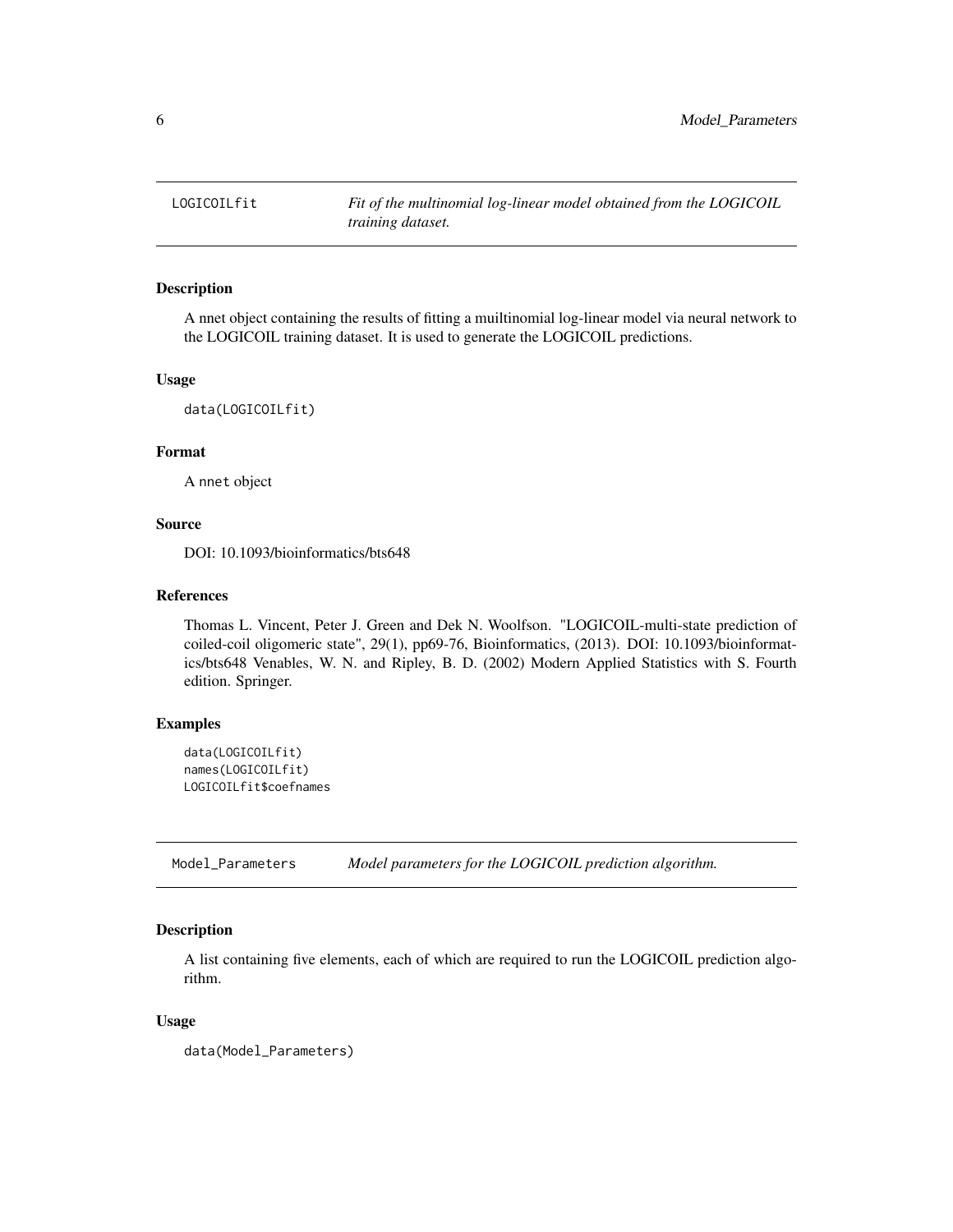## LOGICOILfit

*Fit of the multinomial log-linear model obtained from the LOGICOIL training dataset.*

### Description

A nnet object containing the results of fitting a muiltinomial log-linear model via neural network to the LOGICOIL training dataset. It is used to generate the LOGICOIL predictions.

### Usage

```
data(LOGICOILfit)
```

### Format

A nnet object

### Source

DOI: 10.1093/bioinformatics/bts648

### References

Thomas L. Vincent, Peter J. Green and Dek N. Woolfson. "LOGICOIL-multi-state prediction of coiled-coil oligomeric state", 29(1), pp69-76, Bioinformatics, (2013). DOI: 10.1093/bioinformatics/bts648 Venables, W. N. and Ripley, B. D. (2002) Modern Applied Statistics with S. Fourth edition. Springer.

### Examples

```
data(LOGICOILfit)
names(LOGICOILfit)
LOGICOILfit$coefnames
```

## Model_Parameters

*Model parameters for the LOGICOIL prediction algorithm.*

### Description

A list containing five elements, each of which are required to run the LOGICOIL prediction algorithm.

### Usage

```
data(Model_Parameters)
```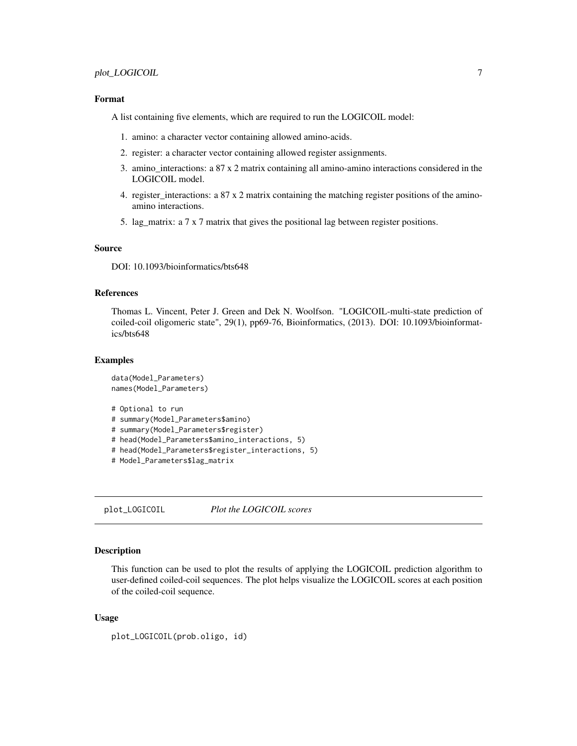### Format

A list containing five elements, which are required to run the LOGICOIL model:

1. amino: a character vector containing allowed amino-acids.
2. register: a character vector containing allowed register assignments.
3. amino_interactions: a 87 x 2 matrix containing all amino-amino interactions considered in the LOGICOIL model.
4. register_interactions: a 87 x 2 matrix containing the matching register positions of the amino-amino interactions.
5. lag_matrix: a 7 x 7 matrix that gives the positional lag between register positions.

### Source

DOI: 10.1093/bioinformatics/bts648

### References

Thomas L. Vincent, Peter J. Green and Dek N. Woolfson. "LOGICOIL-multi-state prediction of coiled-coil oligomeric state", 29(1), pp69-76, Bioinformatics, (2013). DOI: 10.1093/bioinformatics/bts648

### Examples

```
data(Model_Parameters)
names(Model_Parameters)

# Optional to run
# summary(Model_Parameters$amino)
# summary(Model_Parameters$register)
# head(Model_Parameters$amino_interactions, 5)
# head(Model_Parameters$register_interactions, 5)
# Model_Parameters$lag_matrix
```

---

## plot_LOGICOIL — *Plot the LOGICOIL scores*

### Description

This function can be used to plot the results of applying the LOGICOIL prediction algorithm to user-defined coiled-coil sequences. The plot helps visualize the LOGICOIL scores at each position of the coiled-coil sequence.

### Usage

```
plot_LOGICOIL(prob.oligo, id)
```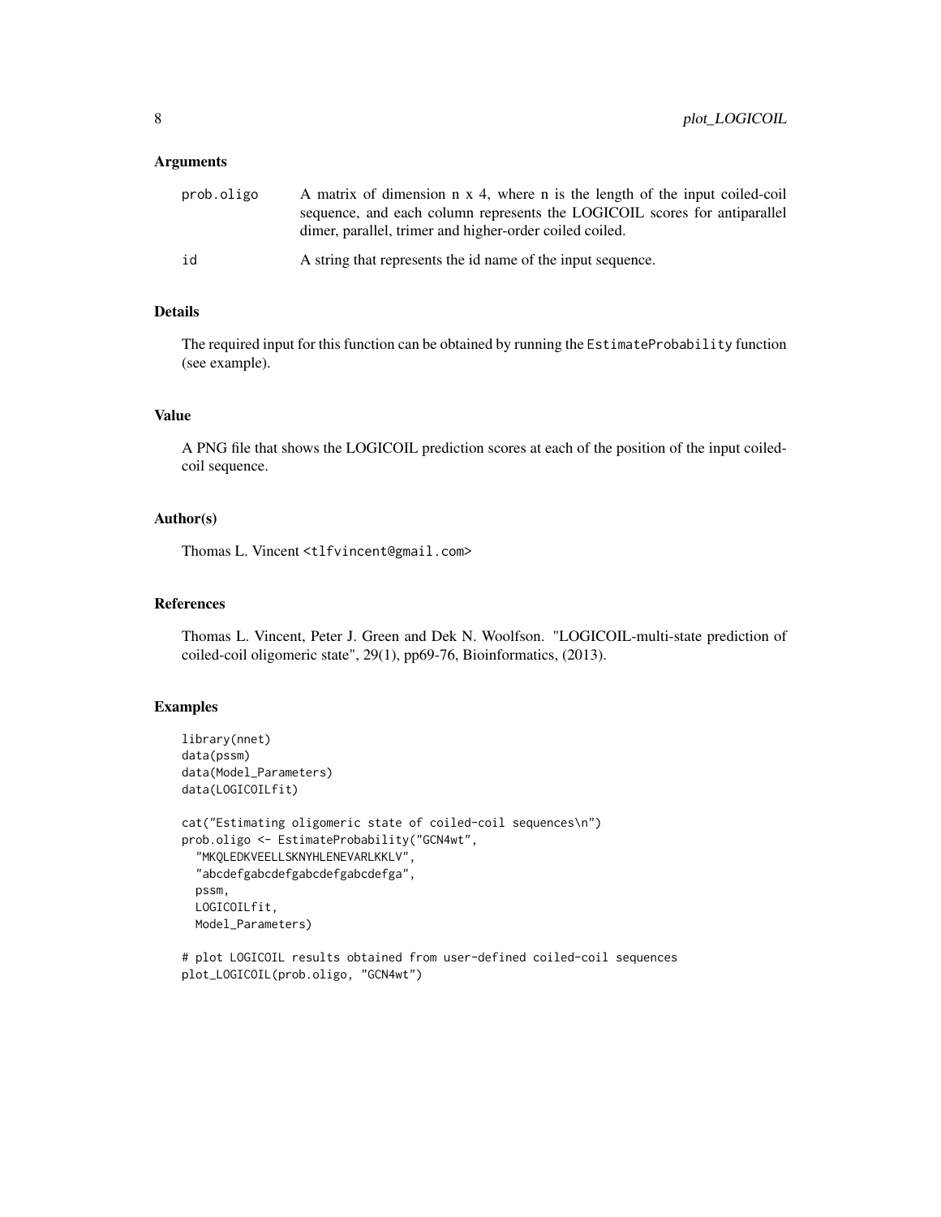### Arguments

| | |
|---|---|
| prob.oligo | A matrix of dimension n x 4, where n is the length of the input coiled-coil sequence, and each column represents the LOGICOIL scores for antiparallel dimer, parallel, trimer and higher-order coiled coiled. |
| id | A string that represents the id name of the input sequence. |

### Details

The required input for this function can be obtained by running the `EstimateProbability` function (see example).

### Value

A PNG file that shows the LOGICOIL prediction scores at each of the position of the input coiled-coil sequence.

### Author(s)

Thomas L. Vincent <tlfvincent@gmail.com>

### References

Thomas L. Vincent, Peter J. Green and Dek N. Woolfson. "LOGICOIL-multi-state prediction of coiled-coil oligomeric state", 29(1), pp69-76, Bioinformatics, (2013).

### Examples

```
library(nnet)
data(pssm)
data(Model_Parameters)
data(LOGICOILfit)

cat("Estimating oligomeric state of coiled-coil sequences\n")
prob.oligo <- EstimateProbability("GCN4wt",
  "MKQLEDKVEELLSKNYHLENEVARLKKLV",
  "abcdefgabcdefgabcdefgabcdefga",
  pssm,
  LOGICOILfit,
  Model_Parameters)

# plot LOGICOIL results obtained from user-defined coiled-coil sequences
plot_LOGICOIL(prob.oligo, "GCN4wt")
```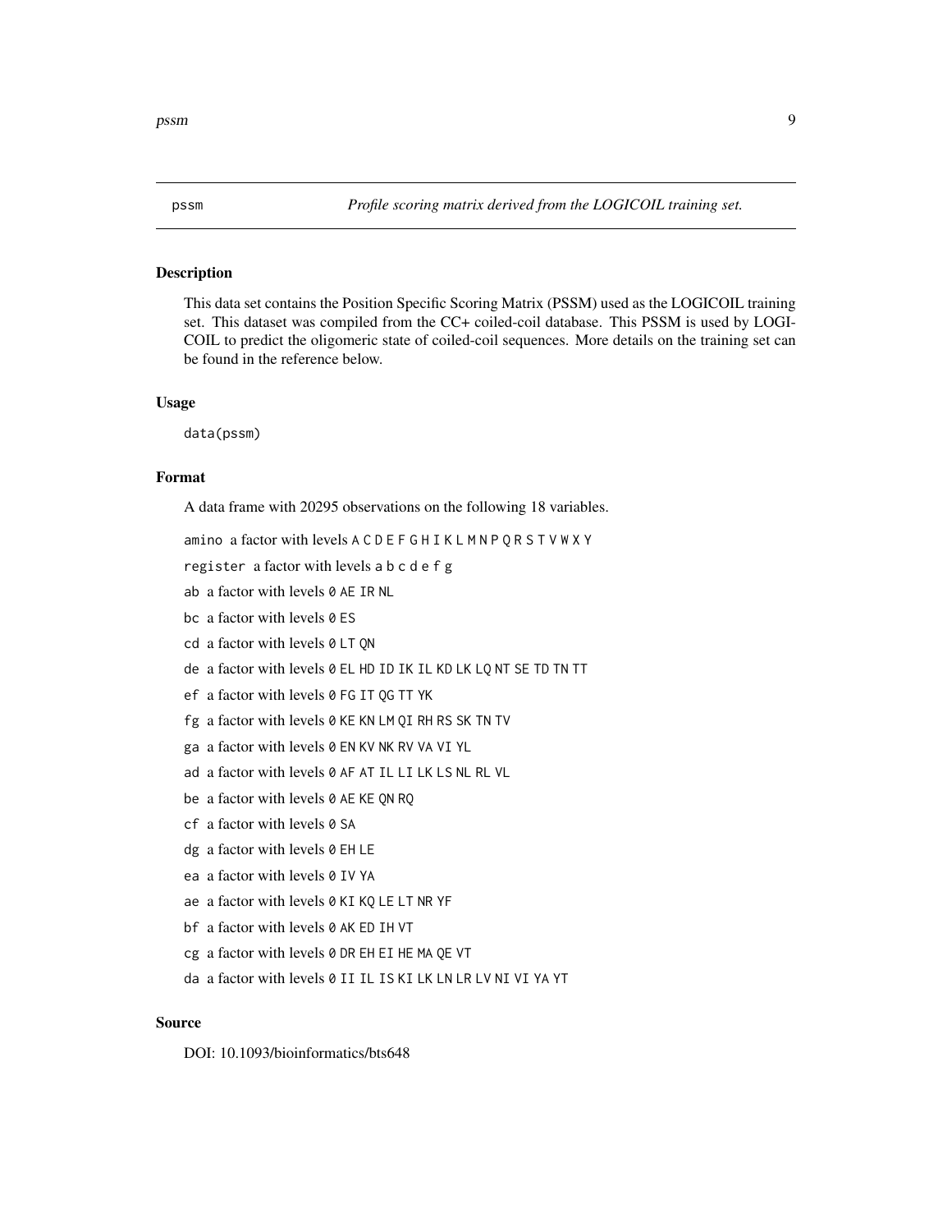pssm *Profile scoring matrix derived from the LOGICOIL training set.*

## Description

This data set contains the Position Specific Scoring Matrix (PSSM) used as the LOGICOIL training set. This dataset was compiled from the CC+ coiled-coil database. This PSSM is used by LOGICOIL to predict the oligomeric state of coiled-coil sequences. More details on the training set can be found in the reference below.

## Usage

```
data(pssm)
```

## Format

A data frame with 20295 observations on the following 18 variables.

- `amino` a factor with levels `A C D E F G H I K L M N P Q R S T V W X Y`
- `register` a factor with levels `a b c d e f g`
- `ab` a factor with levels `0 AE IR NL`
- `bc` a factor with levels `0 ES`
- `cd` a factor with levels `0 LT QN`
- `de` a factor with levels `0 EL HD ID IK IL KD LK LQ NT SE TD TN TT`
- `ef` a factor with levels `0 FG IT QG TT YK`
- `fg` a factor with levels `0 KE KN LM QI RH RS SK TN TV`
- `ga` a factor with levels `0 EN KV NK RV VA VI YL`
- `ad` a factor with levels `0 AF AT IL LI LK LS NL RL VL`
- `be` a factor with levels `0 AE KE QN RQ`
- `cf` a factor with levels `0 SA`
- `dg` a factor with levels `0 EH LE`
- `ea` a factor with levels `0 IV YA`
- `ae` a factor with levels `0 KI KQ LE LT NR YF`
- `bf` a factor with levels `0 AK ED IH VT`
- `cg` a factor with levels `0 DR EH EI HE MA QE VT`
- `da` a factor with levels `0 II IL IS KI LK LN LR LV NI VI YA YT`

## Source

DOI: 10.1093/bioinformatics/bts648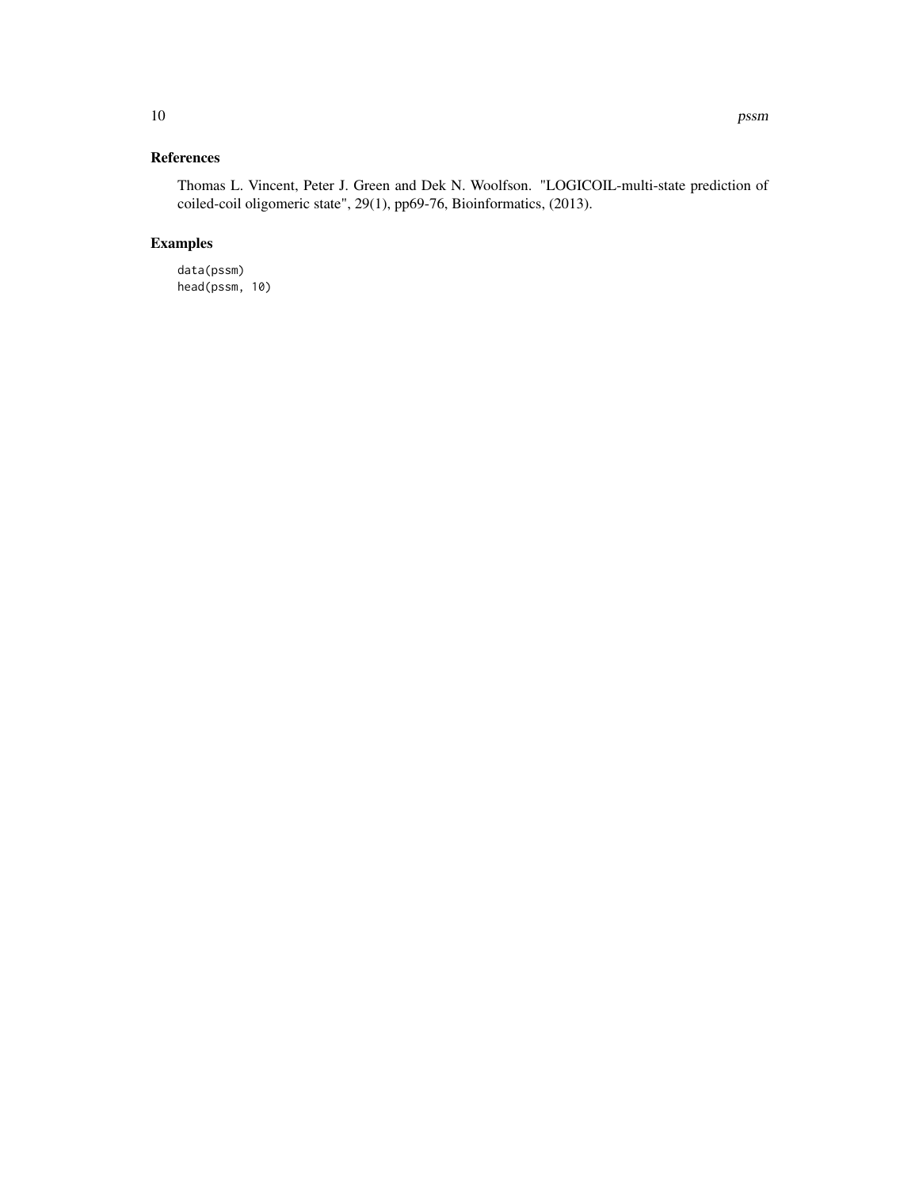## References

Thomas L. Vincent, Peter J. Green and Dek N. Woolfson. "LOGICOIL-multi-state prediction of coiled-coil oligomeric state", 29(1), pp69-76, Bioinformatics, (2013).

## Examples

```
data(pssm)
head(pssm, 10)
```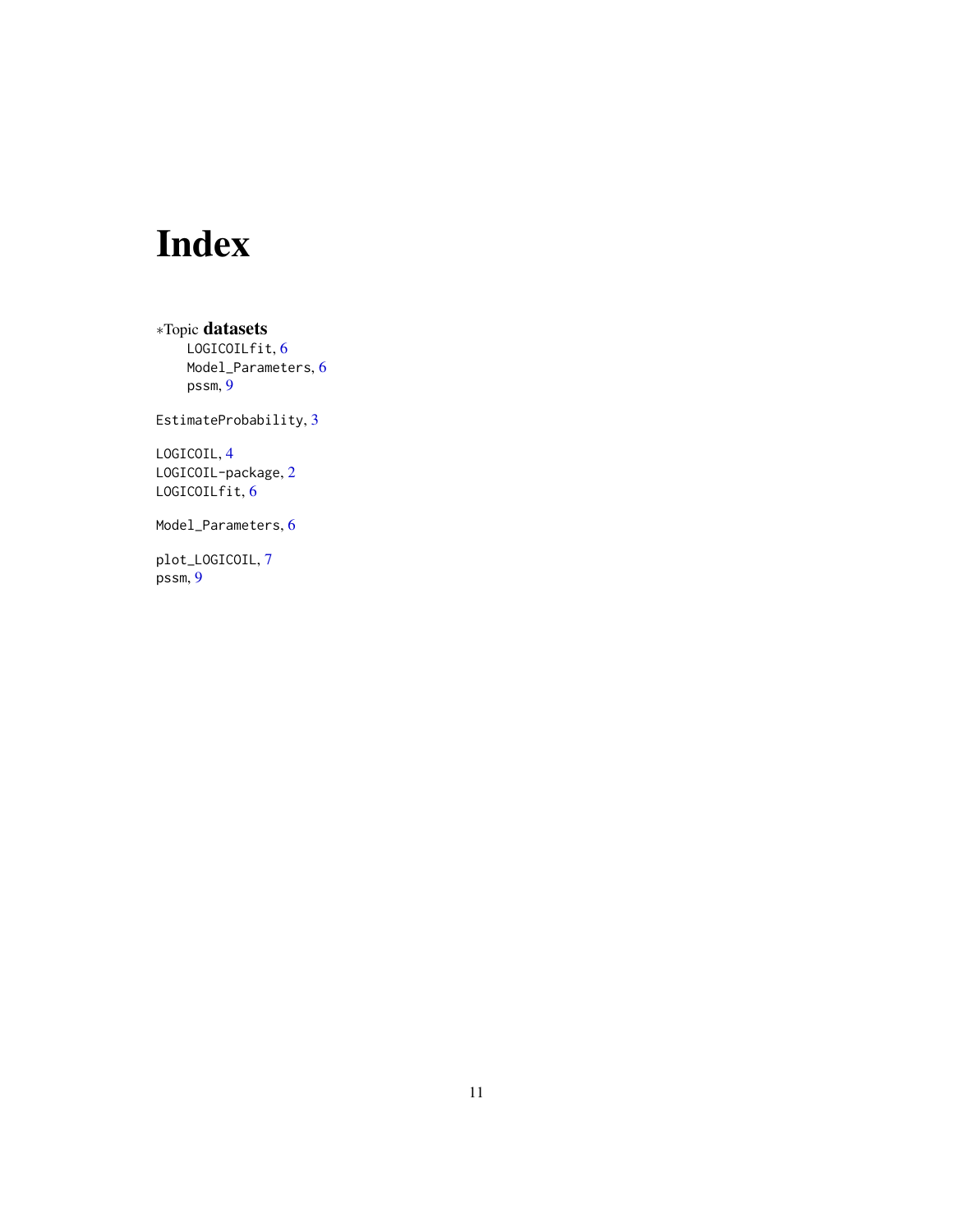# Index

∗Topic **datasets**
  LOGICOILfit, 6
  Model_Parameters, 6
  pssm, 9

EstimateProbability, 3

LOGICOIL, 4
LOGICOIL-package, 2
LOGICOILfit, 6

Model_Parameters, 6

plot_LOGICOIL, 7
pssm, 9